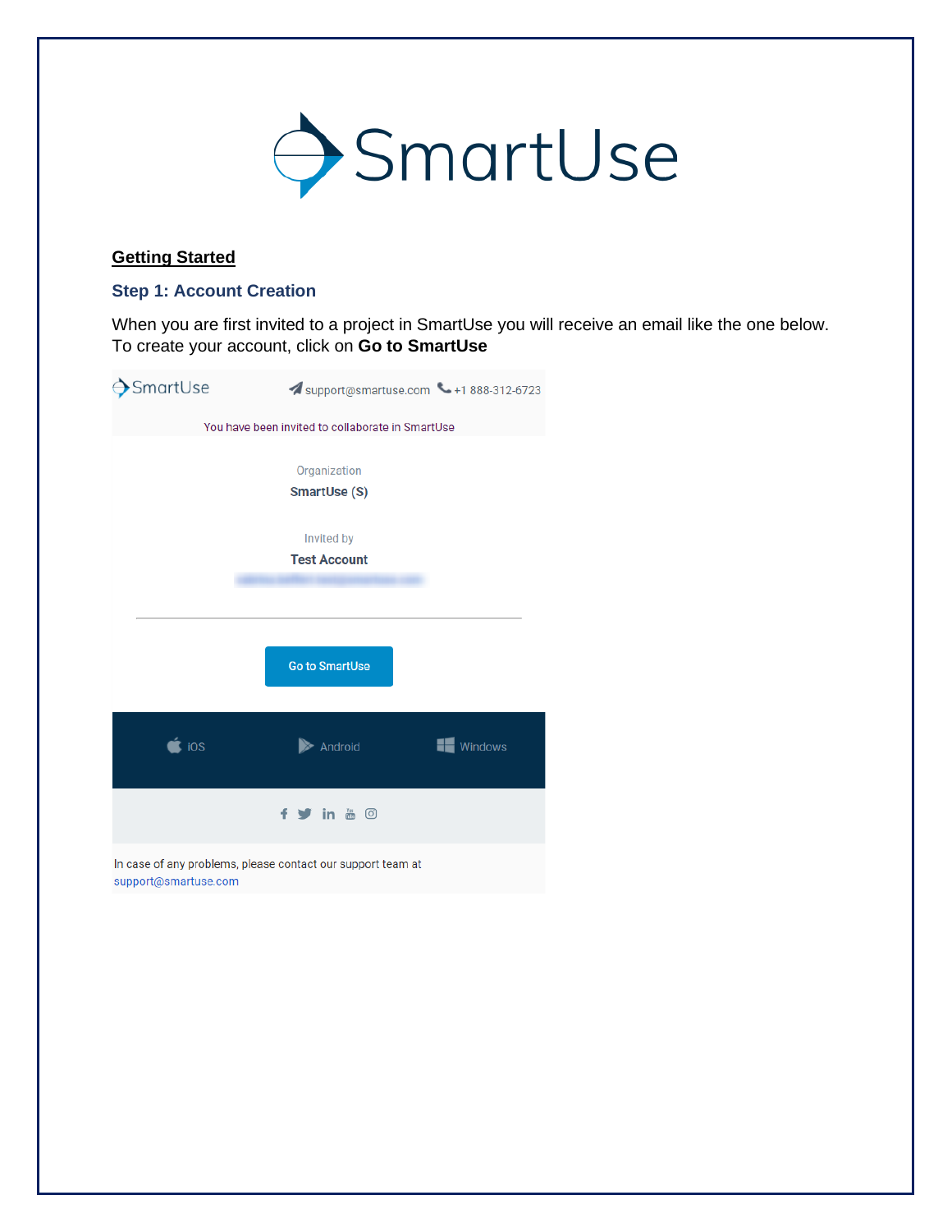# SmartUse

## Getting Started

### Step 1: Account Creation

When you are first invited to a project in SmartUse you will receive an email like the one below. To create your account, click on **Go to SmartUse**

SmartUse    support@smartuse.com    +1 888-312-6723

You have been invited to collaborate in SmartUse

Organization

**SmartUse (S)**

Invited by

**Test Account**

---

**Go to SmartUse**

iOS    Android    Windows

In case of any problems, please contact our support team at support@smartuse.com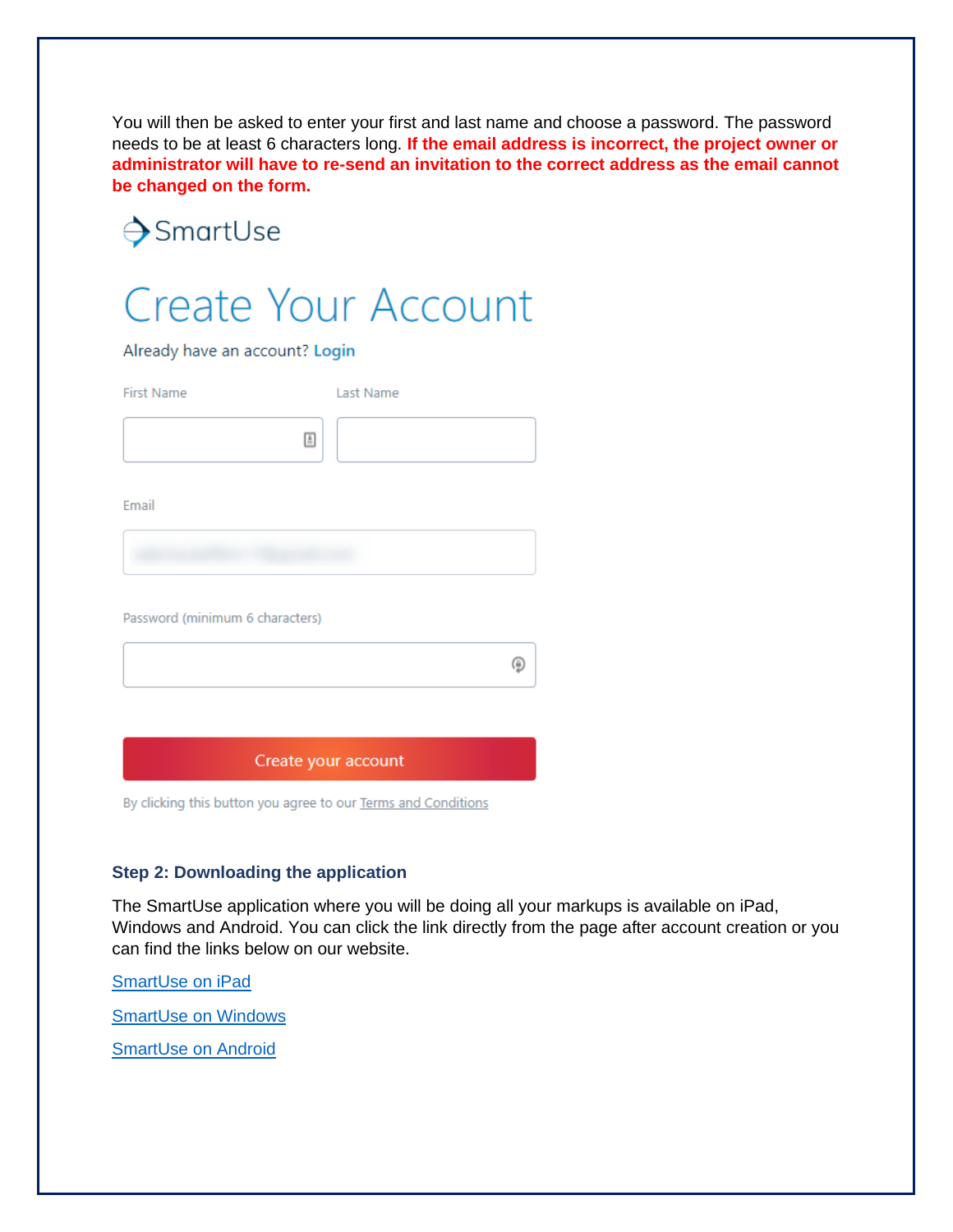You will then be asked to enter your first and last name and choose a password. The password needs to be at least 6 characters long. **If the email address is incorrect, the project owner or administrator will have to re-send an invitation to the correct address as the email cannot be changed on the form.**

SmartUse

# Create Your Account

Already have an account? Login

First Name

Last Name

Email

Password (minimum 6 characters)

Create your account

By clicking this button you agree to our Terms and Conditions

### Step 2: Downloading the application

The SmartUse application where you will be doing all your markups is available on iPad, Windows and Android. You can click the link directly from the page after account creation or you can find the links below on our website.

SmartUse on iPad

SmartUse on Windows

SmartUse on Android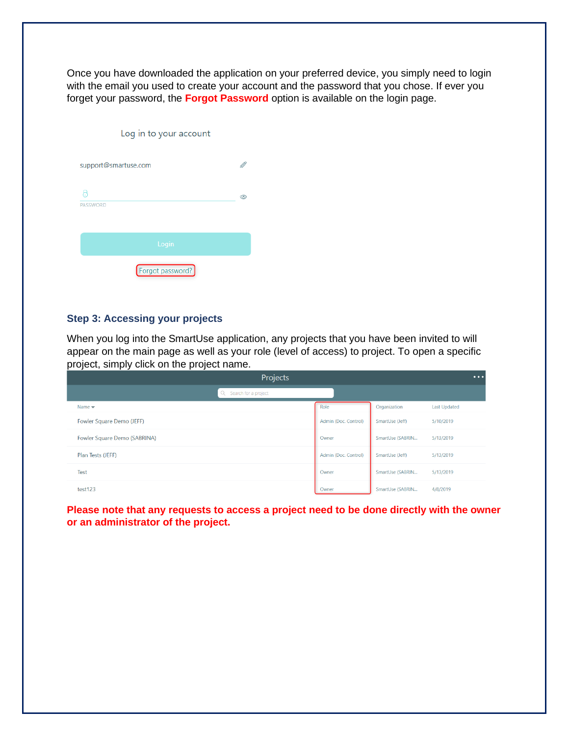Once you have downloaded the application on your preferred device, you simply need to login with the email you used to create your account and the password that you chose. If ever you forget your password, the **Forgot Password** option is available on the login page.

Log in to your account

support@smartuse.com

PASSWORD

Login

Forgot password?

### Step 3: Accessing your projects

When you log into the SmartUse application, any projects that you have been invited to will appear on the main page as well as your role (level of access) to project. To open a specific project, simply click on the project name.

Projects

Search for a project

| Name | Role | Organization | Last Updated |
|---|---|---|---|
| Fowler Square Demo (JEFF) | Admin (Doc. Control) | SmartUse (Jeff) | 5/10/2019 |
| Fowler Square Demo (SABRINA) | Owner | SmartUse (SABRIN... | 5/13/2019 |
| Plan Tests (JEFF) | Admin (Doc. Control) | SmartUse (Jeff) | 5/13/2019 |
| Test | Owner | SmartUse (SABRIN... | 5/13/2019 |
| test123 | Owner | SmartUse (SABRIN... | 4/8/2019 |

**Please note that any requests to access a project need to be done directly with the owner or an administrator of the project.**